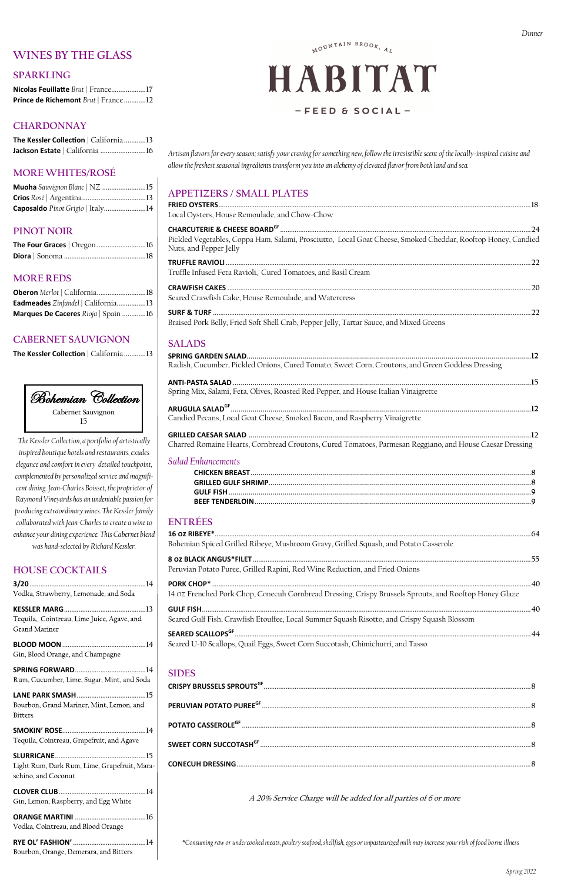Dinner

MOUNTAIN BROOK, AL

# HABITAT

– FEED & SOCIAL –

*Artisan flavors for every season; satisfy your craving for something new, follow the irresistible scent of the locally-inspired cuisine and allow the freshest seasonal ingredients transform you into an alchemy of elevated flavor from both land and sea.*

## APPETIZERS / SMALL PLATES

**FRIED OYSTERS** ....18
Local Oysters, House Remoulade, and Chow-Chow

**CHARCUTERIE & CHEESE BOARD**[GF] ....24
Pickled Vegetables, Coppa Ham, Salami, Prosciutto, Local Goat Cheese, Smoked Cheddar, Rooftop Honey, Candied Nuts, and Pepper Jelly

**TRUFFLE RAVIOLI** ....22
Truffle Infused Feta Ravioli, Cured Tomatoes, and Basil Cream

**CRAWFISH CAKES** ....20
Seared Crawfish Cake, House Remoulade, and Watercress

**SURF & TURF** ....22
Braised Pork Belly, Fried Soft Shell Crab, Pepper Jelly, Tartar Sauce, and Mixed Greens

## SALADS

**SPRING GARDEN SALAD** ....12
Radish, Cucumber, Pickled Onions, Cured Tomato, Sweet Corn, Croutons, and Green Goddess Dressing

**ANTI-PASTA SALAD** ....15
Spring Mix, Salami, Feta, Olives, Roasted Red Pepper, and House Italian Vinaigrette

**ARUGULA SALAD**[GF] ....12
Candied Pecans, Local Goat Cheese, Smoked Bacon, and Raspberry Vinaigrette

**GRILLED CAESAR SALAD** ....12
Charred Romaine Hearts, Cornbread Croutons, Cured Tomatoes, Parmesan Reggiano, and House Caesar Dressing

### *Salad Enhancements*

**CHICKEN BREAST** ....8
**GRILLED GULF SHRIMP** ....8
**GULF FISH** ....9
**BEEF TENDERLOIN** ....9

## ENTRÉES

**16 oz RIBEYE*** ....64
Bohemian Spiced Grilled Ribeye, Mushroom Gravy, Grilled Squash, and Potato Casserole

**8 oz BLACK ANGUS*FILET** ....55
Peruvian Potato Puree, Grilled Rapini, Red Wine Reduction, and Fried Onions

**PORK CHOP*** ....40
14 oz Frenched Pork Chop, Conecuh Cornbread Dressing, Crispy Brussels Sprouts, and Rooftop Honey Glaze

**GULF FISH** ....40
Seared Gulf Fish, Crawfish Etouffee, Local Summer Squash Risotto, and Crispy Squash Blossom

**SEARED SCALLOPS**[GF] ....44
Seared U-10 Scallops, Quail Eggs, Sweet Corn Succotash, Chimichurri, and Tasso

## SIDES

**CRISPY BRUSSELS SPROUTS**[GF] ....8
**PERUVIAN POTATO PUREE**[GF] ....8
**POTATO CASSEROLE**[GF] ....8
**SWEET CORN SUCCOTASH**[GF] ....8
**CONECUH DRESSING** ....8

*A 20% Service Charge will be added for all parties of 6 or more*

*\*Consuming raw or undercooked meats, poultry seafood, shellfish, eggs or unpasteurized milk may increase your risk of food borne illness*

## WINES BY THE GLASS

### SPARKLING

**Nicolas Feuillatte** *Brut* | France ....17
**Prince de Richemont** *Brut* | France ....12

### CHARDONNAY

**The Kessler Collection** | California ....13
**Jackson Estate** | California ....16

### MORE WHITES/ROSÉ

**Muoha** *Sauvignon Blanc* | NZ ....15
**Crios** *Rosé* | Argentina ....13
**Caposaldo** *Pinot Grigio* | Italy ....14

### PINOT NOIR

**The Four Graces** | Oregon ....16
**Diora** | Sonoma ....18

### MORE REDS

**Oberon** *Merlot* | California ....18
**Eadmeades** *Zinfandel* | California ....13
**Marques De Caceres** *Rioja* | Spain ....16

### CABERNET SAUVIGNON

**The Kessler Collection** | California ....13

**Bohemian Collection**
Cabernet Sauvignon
15

*The Kessler Collection, a portfolio of artistically inspired boutique hotels and restaurants, exudes elegance and comfort in every detailed touchpoint, complemented by personalized service and magnificent dining. Jean-Charles Boisset, the proprietor of Raymond Vineyards has an undeniable passion for producing extraordinary wines. The Kessler family collaborated with Jean-Charles to create a wine to enhance your dining experience. This Cabernet blend was hand-selected by Richard Kessler.*

## HOUSE COCKTAILS

**3/20** ....14
Vodka, Strawberry, Lemonade, and Soda

**KESSLER MARG** ....13
Tequila, Cointreau, Lime Juice, Agave, and Grand Mariner

**BLOOD MOON** ....14
Gin, Blood Orange, and Champagne

**SPRING FORWARD** ....14
Rum, Cucumber, Lime, Sugar, Mint, and Soda

**LANE PARK SMASH** ....15
Bourbon, Grand Mariner, Mint, Lemon, and Bitters

**SMOKIN' ROSE** ....14
Tequila, Cointreau, Grapefruit, and Agave

**SLURRICANE** ....15
Light Rum, Dark Rum, Lime, Grapefruit, Maraschino, and Coconut

**CLOVER CLUB** ....14
Gin, Lemon, Raspberry, and Egg White

**ORANGE MARTINI** ....16
Vodka, Cointreau, and Blood Orange

**RYE OL' FASHION'** ....14
Bourbon, Orange, Demerara, and Bitters

Spring 2022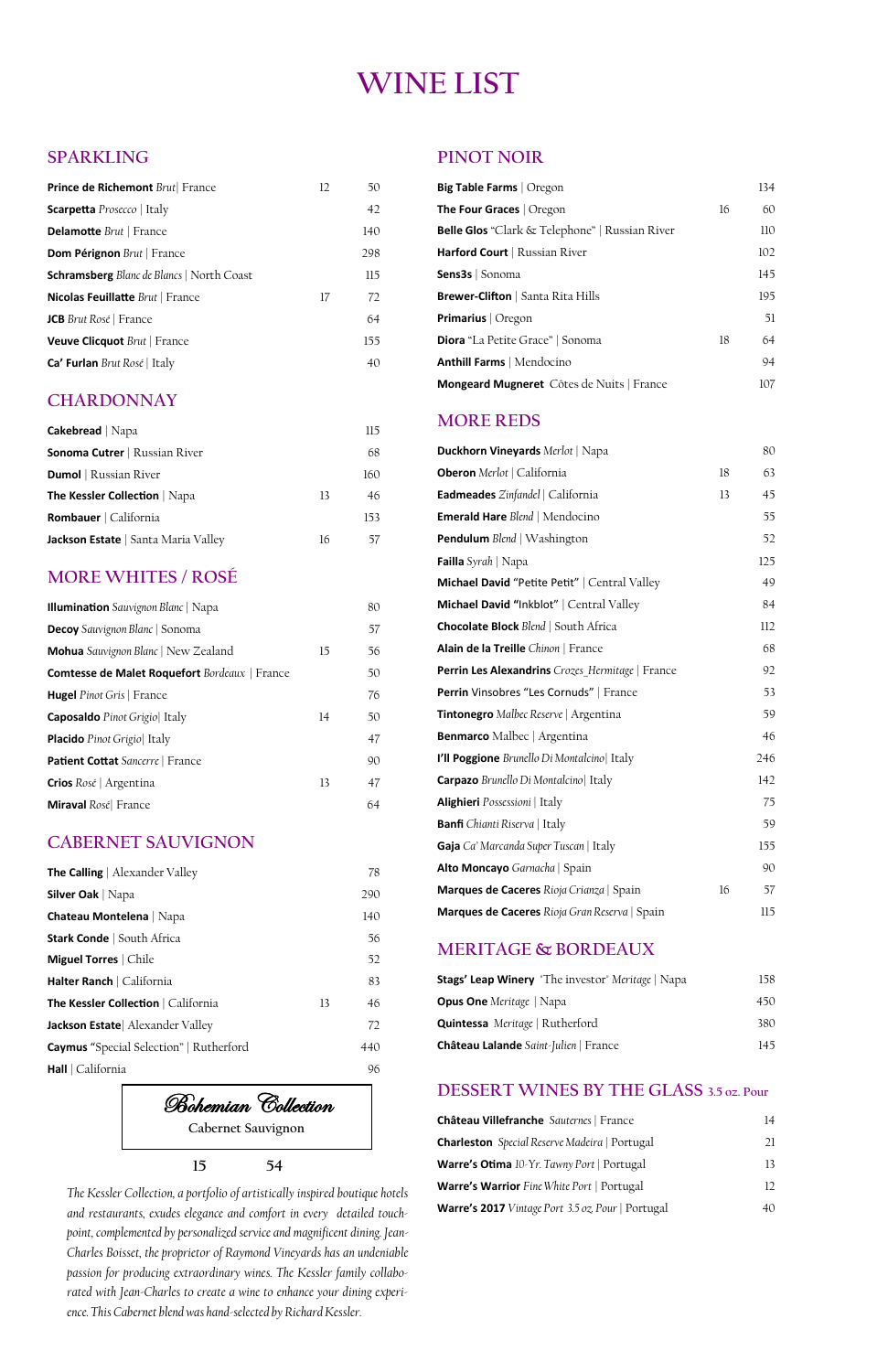# WINE LIST

## SPARKLING

| | | |
|---|---|---|
| **Prince de Richemont** *Brut*\| France | 12 | 50 |
| **Scarpetta** *Prosecco* \| Italy | | 42 |
| **Delamotte** *Brut* \| France | | 140 |
| **Dom Pérignon** *Brut* \| France | | 298 |
| **Schramsberg** *Blanc de Blancs* \| North Coast | | 115 |
| **Nicolas Feuillatte** *Brut* \| France | 17 | 72 |
| **JCB** *Brut Rosé* \| France | | 64 |
| **Veuve Clicquot** *Brut* \| France | | 155 |
| **Ca' Furlan** *Brut Rosé* \| Italy | | 40 |

## CHARDONNAY

| | | |
|---|---|---|
| **Cakebread** \| Napa | | 115 |
| **Sonoma Cutrer** \| Russian River | | 68 |
| **Dumol** \| Russian River | | 160 |
| **The Kessler Collection** \| Napa | 13 | 46 |
| **Rombauer** \| California | | 153 |
| **Jackson Estate** \| Santa Maria Valley | 16 | 57 |

## MORE WHITES / ROSÉ

| | | |
|---|---|---|
| **Illumination** *Sauvignon Blanc* \| Napa | | 80 |
| **Decoy** *Sauvignon Blanc* \| Sonoma | | 57 |
| **Mohua** *Sauvignon Blanc* \| New Zealand | 15 | 56 |
| **Comtesse de Malet Roquefort** *Bordeaux* \| France | | 50 |
| **Hugel** *Pinot Gris* \| France | | 76 |
| **Caposaldo** *Pinot Grigio*\| Italy | 14 | 50 |
| **Placido** *Pinot Grigio*\| Italy | | 47 |
| **Patient Cottat** *Sancerre* \| France | | 90 |
| **Crios** *Rosé* \| Argentina | 13 | 47 |
| **Miraval** *Rosé*\| France | | 64 |

## CABERNET SAUVIGNON

| | | |
|---|---|---|
| **The Calling** \| Alexander Valley | | 78 |
| **Silver Oak** \| Napa | | 290 |
| **Chateau Montelena** \| Napa | | 140 |
| **Stark Conde** \| South Africa | | 56 |
| **Miguel Torres** \| Chile | | 52 |
| **Halter Ranch** \| California | | 83 |
| **The Kessler Collection** \| California | 13 | 46 |
| **Jackson Estate**\| Alexander Valley | | 72 |
| **Caymus** "Special Selection" \| Rutherford | | 440 |
| **Hall** \| California | | 96 |

**Bohemian Collection**
Cabernet Sauvignon

15 54

*The Kessler Collection, a portfolio of artistically inspired boutique hotels and restaurants, exudes elegance and comfort in every detailed touch-point, complemented by personalized service and magnificent dining. Jean-Charles Boisset, the proprietor of Raymond Vineyards has an undeniable passion for producing extraordinary wines. The Kessler family collaborated with Jean-Charles to create a wine to enhance your dining experience. This Cabernet blend was hand-selected by Richard Kessler.*

## PINOT NOIR

| | | |
|---|---|---|
| **Big Table Farms** \| Oregon | | 134 |
| **The Four Graces** \| Oregon | 16 | 60 |
| **Belle Glos** "Clark & Telephone" \| Russian River | | 110 |
| **Harford Court** \| Russian River | | 102 |
| **Sens3s** \| Sonoma | | 145 |
| **Brewer-Clifton** \| Santa Rita Hills | | 195 |
| **Primarius** \| Oregon | | 51 |
| **Diora** "La Petite Grace" \| Sonoma | 18 | 64 |
| **Anthill Farms** \| Mendocino | | 94 |
| **Mongeard Mugneret** Côtes de Nuits \| France | | 107 |

## MORE REDS

| | | |
|---|---|---|
| **Duckhorn Vineyards** *Merlot* \| Napa | | 80 |
| **Oberon** *Merlot* \| California | 18 | 63 |
| **Eadmeades** *Zinfandel* \| California | 13 | 45 |
| **Emerald Hare** *Blend* \| Mendocino | | 55 |
| **Pendulum** *Blend* \| Washington | | 52 |
| **Failla** *Syrah* \| Napa | | 125 |
| **Michael David** "Petite Petit" \| Central Valley | | 49 |
| **Michael David** "Inkblot" \| Central Valley | | 84 |
| **Chocolate Block** *Blend* \| South Africa | | 112 |
| **Alain de la Treille** *Chinon* \| France | | 68 |
| **Perrin Les Alexandrins** *Crozes_Hermitage* \| France | | 92 |
| **Perrin** Vinsobres "Les Cornuds" \| France | | 53 |
| **Tintonegro** *Malbec Reserve* \| Argentina | | 59 |
| **Benmarco** Malbec \| Argentina | | 46 |
| **I'll Poggione** *Brunello Di Montalcino*\| Italy | | 246 |
| **Carpazo** *Brunello Di Montalcino*\| Italy | | 142 |
| **Alighieri** *Possessioni* \| Italy | | 75 |
| **Banfi** *Chianti Riserva* \| Italy | | 59 |
| **Gaja** *Ca' Marcanda Super Tuscan* \| Italy | | 155 |
| **Alto Moncayo** *Garnacha* \| Spain | | 90 |
| **Marques de Caceres** *Rioja Crianza* \| Spain | 16 | 57 |
| **Marques de Caceres** *Rioja Gran Reserva* \| Spain | | 115 |

## MERITAGE & BORDEAUX

| | |
|---|---|
| **Stags' Leap Winery** 'The investor' *Meritage* \| Napa | 158 |
| **Opus One** *Meritage* \| Napa | 450 |
| **Quintessa** *Meritage* \| Rutherford | 380 |
| **Château Lalande** *Saint-Julien* \| France | 145 |

## DESSERT WINES BY THE GLASS 3.5 oz. Pour

| | |
|---|---|
| **Château Villefranche** *Sauternes* \| France | 14 |
| **Charleston** *Special Reserve Madeira* \| Portugal | 21 |
| **Warre's Otima** *10-Yr. Tawny Port* \| Portugal | 13 |
| **Warre's Warrior** *Fine White Port* \| Portugal | 12 |
| **Warre's 2017** *Vintage Port 3.5 oz. Pour* \| Portugal | 40 |